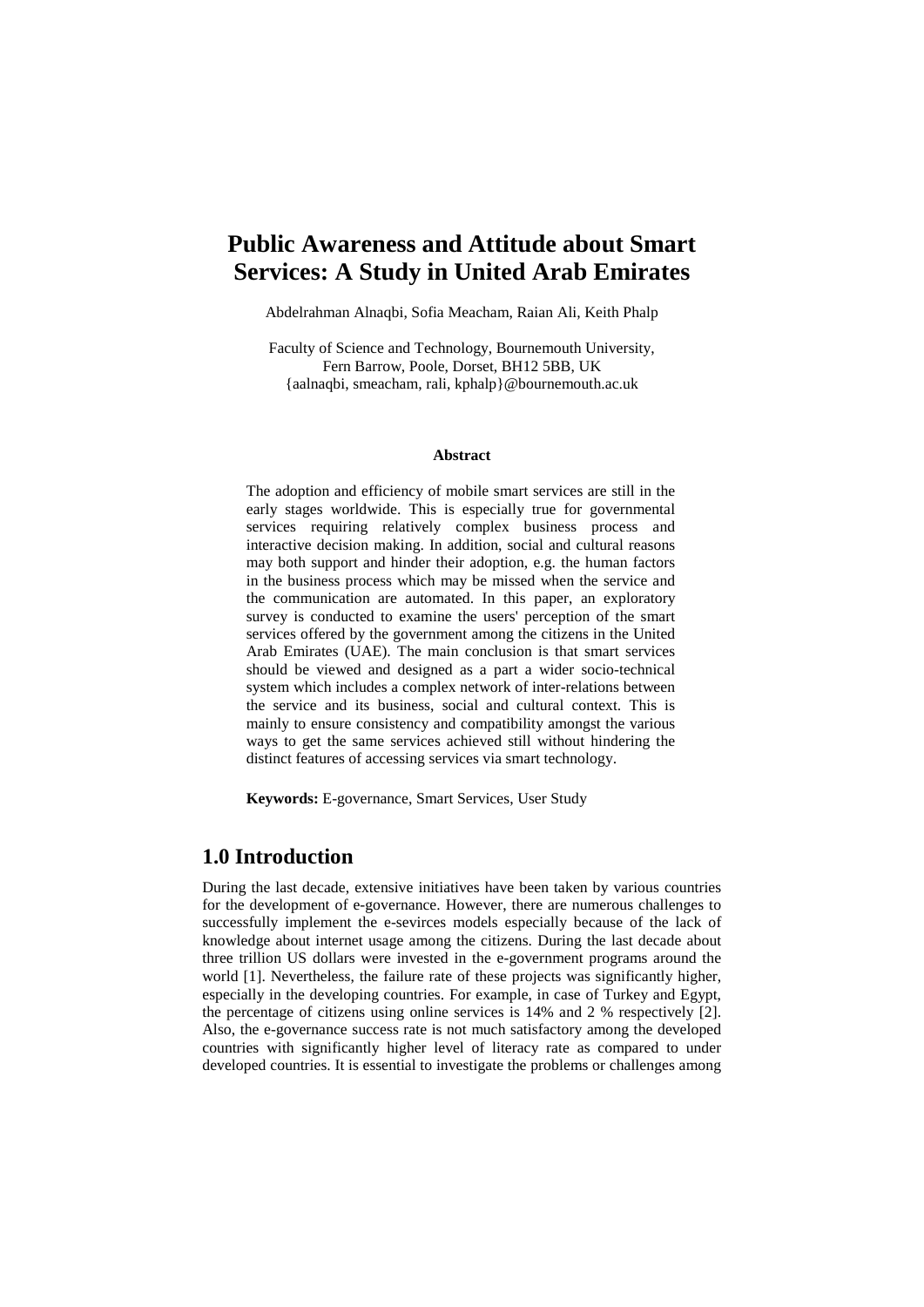# Public Awareness and Attitude about Smart Services: A Study in United Arab Emirates

Abdelrahman Alnaqbi, Sofia Meacham, Raian Ali, Keith Phalp

Faculty of Science and Technology, Bournemouth University,
Fern Barrow, Poole, Dorset, BH12 5BB, UK
{aalnaqbi, smeacham, rali, kphalp}@bournemouth.ac.uk

**Abstract**

The adoption and efficiency of mobile smart services are still in the early stages worldwide. This is especially true for governmental services requiring relatively complex business process and interactive decision making. In addition, social and cultural reasons may both support and hinder their adoption, e.g. the human factors in the business process which may be missed when the service and the communication are automated. In this paper, an exploratory survey is conducted to examine the users' perception of the smart services offered by the government among the citizens in the United Arab Emirates (UAE). The main conclusion is that smart services should be viewed and designed as a part a wider socio-technical system which includes a complex network of inter-relations between the service and its business, social and cultural context. This is mainly to ensure consistency and compatibility amongst the various ways to get the same services achieved still without hindering the distinct features of accessing services via smart technology.

**Keywords:** E-governance, Smart Services, User Study

## 1.0 Introduction

During the last decade, extensive initiatives have been taken by various countries for the development of e-governance. However, there are numerous challenges to successfully implement the e-sevirces models especially because of the lack of knowledge about internet usage among the citizens. During the last decade about three trillion US dollars were invested in the e-government programs around the world [1]. Nevertheless, the failure rate of these projects was significantly higher, especially in the developing countries. For example, in case of Turkey and Egypt, the percentage of citizens using online services is 14% and 2 % respectively [2]. Also, the e-governance success rate is not much satisfactory among the developed countries with significantly higher level of literacy rate as compared to under developed countries. It is essential to investigate the problems or challenges among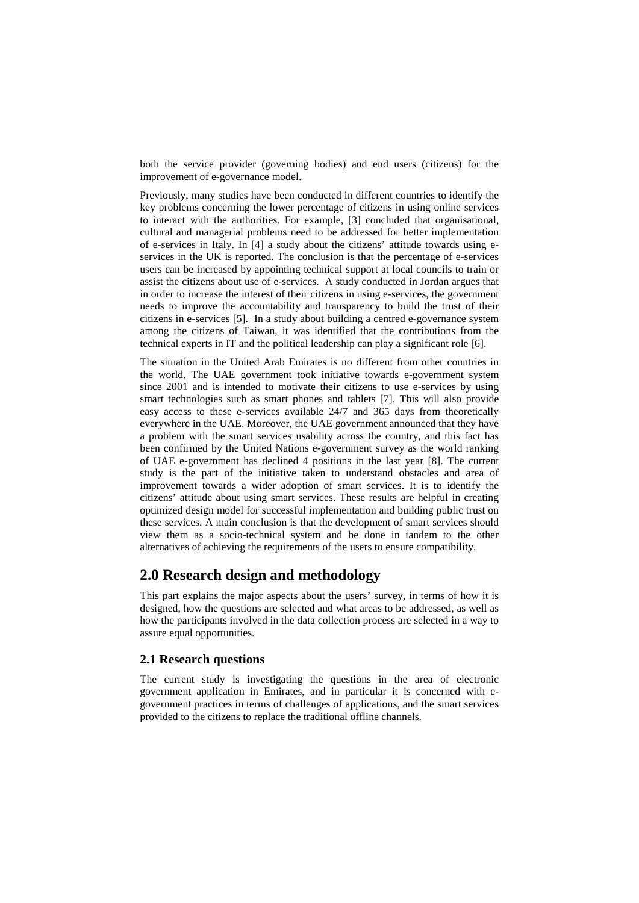both the service provider (governing bodies) and end users (citizens) for the improvement of e-governance model.

Previously, many studies have been conducted in different countries to identify the key problems concerning the lower percentage of citizens in using online services to interact with the authorities. For example, [3] concluded that organisational, cultural and managerial problems need to be addressed for better implementation of e-services in Italy. In [4] a study about the citizens' attitude towards using e-services in the UK is reported. The conclusion is that the percentage of e-services users can be increased by appointing technical support at local councils to train or assist the citizens about use of e-services. A study conducted in Jordan argues that in order to increase the interest of their citizens in using e-services, the government needs to improve the accountability and transparency to build the trust of their citizens in e-services [5]. In a study about building a centred e-governance system among the citizens of Taiwan, it was identified that the contributions from the technical experts in IT and the political leadership can play a significant role [6].

The situation in the United Arab Emirates is no different from other countries in the world. The UAE government took initiative towards e-government system since 2001 and is intended to motivate their citizens to use e-services by using smart technologies such as smart phones and tablets [7]. This will also provide easy access to these e-services available 24/7 and 365 days from theoretically everywhere in the UAE. Moreover, the UAE government announced that they have a problem with the smart services usability across the country, and this fact has been confirmed by the United Nations e-government survey as the world ranking of UAE e-government has declined 4 positions in the last year [8]. The current study is the part of the initiative taken to understand obstacles and area of improvement towards a wider adoption of smart services. It is to identify the citizens' attitude about using smart services. These results are helpful in creating optimized design model for successful implementation and building public trust on these services. A main conclusion is that the development of smart services should view them as a socio-technical system and be done in tandem to the other alternatives of achieving the requirements of the users to ensure compatibility.

## 2.0 Research design and methodology

This part explains the major aspects about the users' survey, in terms of how it is designed, how the questions are selected and what areas to be addressed, as well as how the participants involved in the data collection process are selected in a way to assure equal opportunities.

### 2.1 Research questions

The current study is investigating the questions in the area of electronic government application in Emirates, and in particular it is concerned with e-government practices in terms of challenges of applications, and the smart services provided to the citizens to replace the traditional offline channels.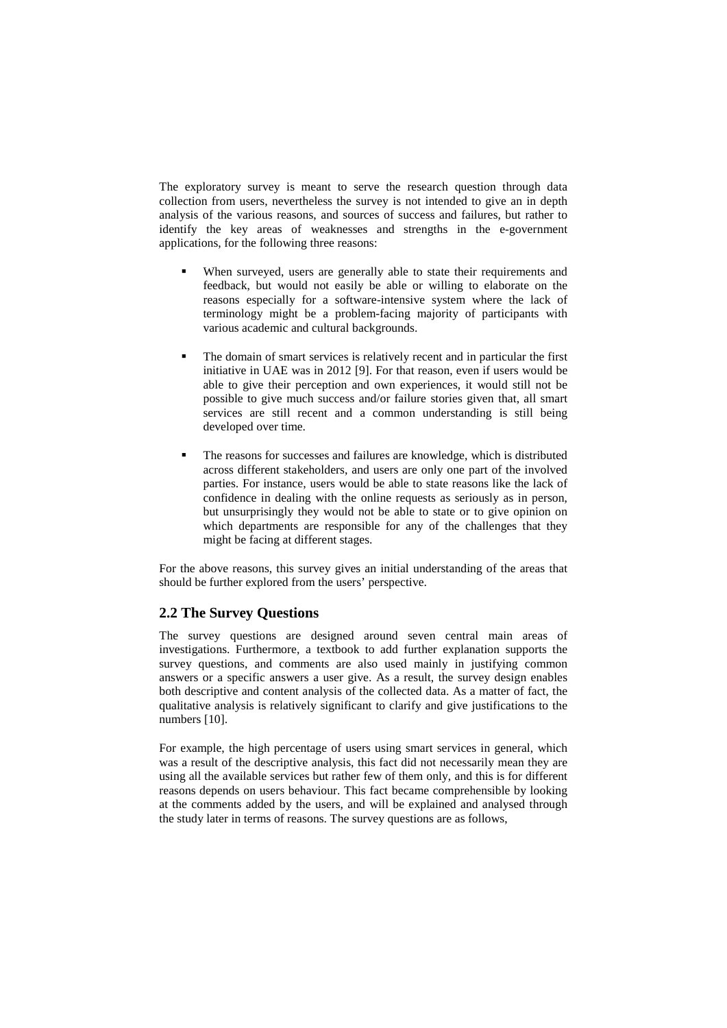The exploratory survey is meant to serve the research question through data collection from users, nevertheless the survey is not intended to give an in depth analysis of the various reasons, and sources of success and failures, but rather to identify the key areas of weaknesses and strengths in the e-government applications, for the following three reasons:

- When surveyed, users are generally able to state their requirements and feedback, but would not easily be able or willing to elaborate on the reasons especially for a software-intensive system where the lack of terminology might be a problem-facing majority of participants with various academic and cultural backgrounds.
- The domain of smart services is relatively recent and in particular the first initiative in UAE was in 2012 [9]. For that reason, even if users would be able to give their perception and own experiences, it would still not be possible to give much success and/or failure stories given that, all smart services are still recent and a common understanding is still being developed over time.
- The reasons for successes and failures are knowledge, which is distributed across different stakeholders, and users are only one part of the involved parties. For instance, users would be able to state reasons like the lack of confidence in dealing with the online requests as seriously as in person, but unsurprisingly they would not be able to state or to give opinion on which departments are responsible for any of the challenges that they might be facing at different stages.

For the above reasons, this survey gives an initial understanding of the areas that should be further explored from the users' perspective.

## 2.2 The Survey Questions

The survey questions are designed around seven central main areas of investigations. Furthermore, a textbook to add further explanation supports the survey questions, and comments are also used mainly in justifying common answers or a specific answers a user give. As a result, the survey design enables both descriptive and content analysis of the collected data. As a matter of fact, the qualitative analysis is relatively significant to clarify and give justifications to the numbers [10].

For example, the high percentage of users using smart services in general, which was a result of the descriptive analysis, this fact did not necessarily mean they are using all the available services but rather few of them only, and this is for different reasons depends on users behaviour. This fact became comprehensible by looking at the comments added by the users, and will be explained and analysed through the study later in terms of reasons. The survey questions are as follows,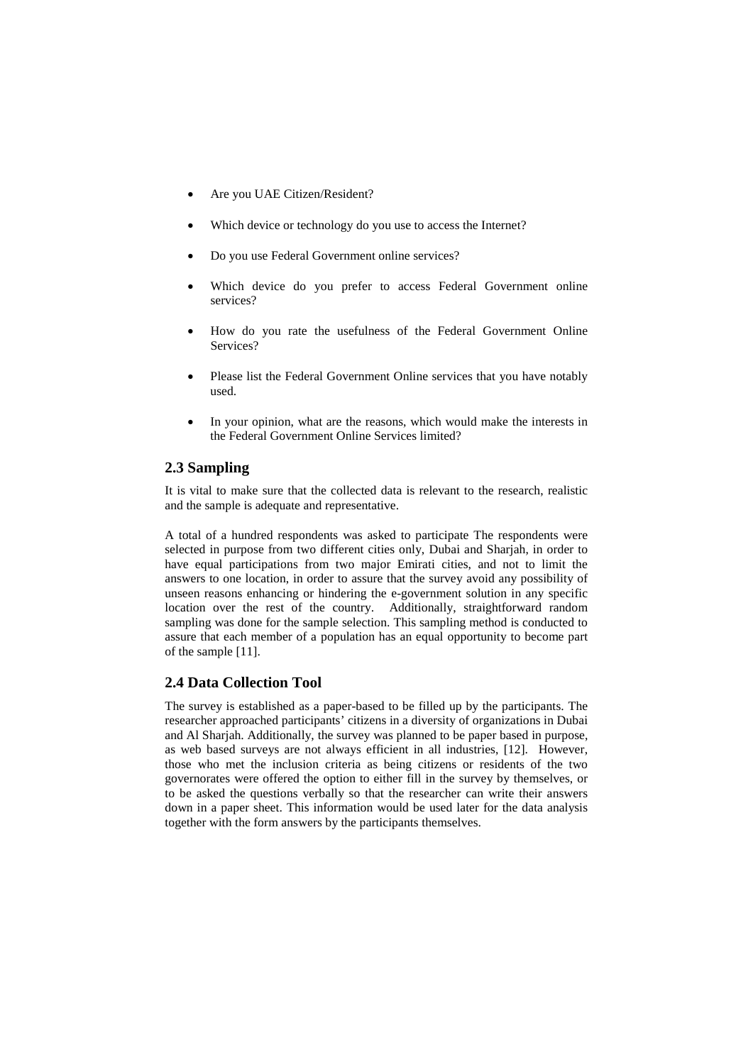- Are you UAE Citizen/Resident?
- Which device or technology do you use to access the Internet?
- Do you use Federal Government online services?
- Which device do you prefer to access Federal Government online services?
- How do you rate the usefulness of the Federal Government Online Services?
- Please list the Federal Government Online services that you have notably used.
- In your opinion, what are the reasons, which would make the interests in the Federal Government Online Services limited?

## 2.3 Sampling

It is vital to make sure that the collected data is relevant to the research, realistic and the sample is adequate and representative.

A total of a hundred respondents was asked to participate The respondents were selected in purpose from two different cities only, Dubai and Sharjah, in order to have equal participations from two major Emirati cities, and not to limit the answers to one location, in order to assure that the survey avoid any possibility of unseen reasons enhancing or hindering the e-government solution in any specific location over the rest of the country. Additionally, straightforward random sampling was done for the sample selection. This sampling method is conducted to assure that each member of a population has an equal opportunity to become part of the sample [11].

## 2.4 Data Collection Tool

The survey is established as a paper-based to be filled up by the participants. The researcher approached participants' citizens in a diversity of organizations in Dubai and Al Sharjah. Additionally, the survey was planned to be paper based in purpose, as web based surveys are not always efficient in all industries, [12]. However, those who met the inclusion criteria as being citizens or residents of the two governorates were offered the option to either fill in the survey by themselves, or to be asked the questions verbally so that the researcher can write their answers down in a paper sheet. This information would be used later for the data analysis together with the form answers by the participants themselves.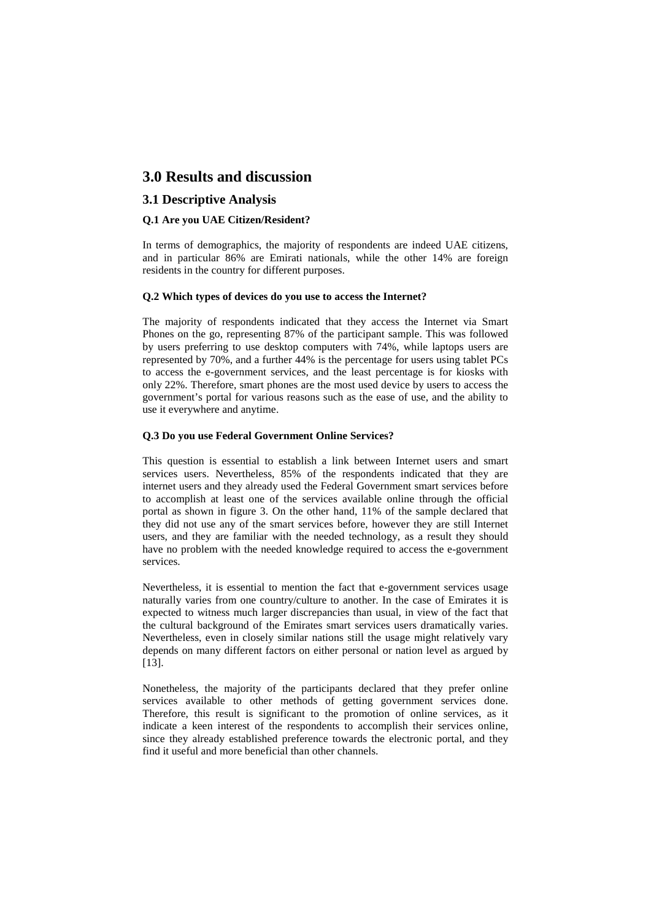# 3.0 Results and discussion

## 3.1 Descriptive Analysis

### Q.1 Are you UAE Citizen/Resident?

In terms of demographics, the majority of respondents are indeed UAE citizens, and in particular 86% are Emirati nationals, while the other 14% are foreign residents in the country for different purposes.

### Q.2 Which types of devices do you use to access the Internet?

The majority of respondents indicated that they access the Internet via Smart Phones on the go, representing 87% of the participant sample. This was followed by users preferring to use desktop computers with 74%, while laptops users are represented by 70%, and a further 44% is the percentage for users using tablet PCs to access the e-government services, and the least percentage is for kiosks with only 22%. Therefore, smart phones are the most used device by users to access the government's portal for various reasons such as the ease of use, and the ability to use it everywhere and anytime.

### Q.3 Do you use Federal Government Online Services?

This question is essential to establish a link between Internet users and smart services users. Nevertheless, 85% of the respondents indicated that they are internet users and they already used the Federal Government smart services before to accomplish at least one of the services available online through the official portal as shown in figure 3. On the other hand, 11% of the sample declared that they did not use any of the smart services before, however they are still Internet users, and they are familiar with the needed technology, as a result they should have no problem with the needed knowledge required to access the e-government services.

Nevertheless, it is essential to mention the fact that e-government services usage naturally varies from one country/culture to another. In the case of Emirates it is expected to witness much larger discrepancies than usual, in view of the fact that the cultural background of the Emirates smart services users dramatically varies. Nevertheless, even in closely similar nations still the usage might relatively vary depends on many different factors on either personal or nation level as argued by [13].

Nonetheless, the majority of the participants declared that they prefer online services available to other methods of getting government services done. Therefore, this result is significant to the promotion of online services, as it indicate a keen interest of the respondents to accomplish their services online, since they already established preference towards the electronic portal, and they find it useful and more beneficial than other channels.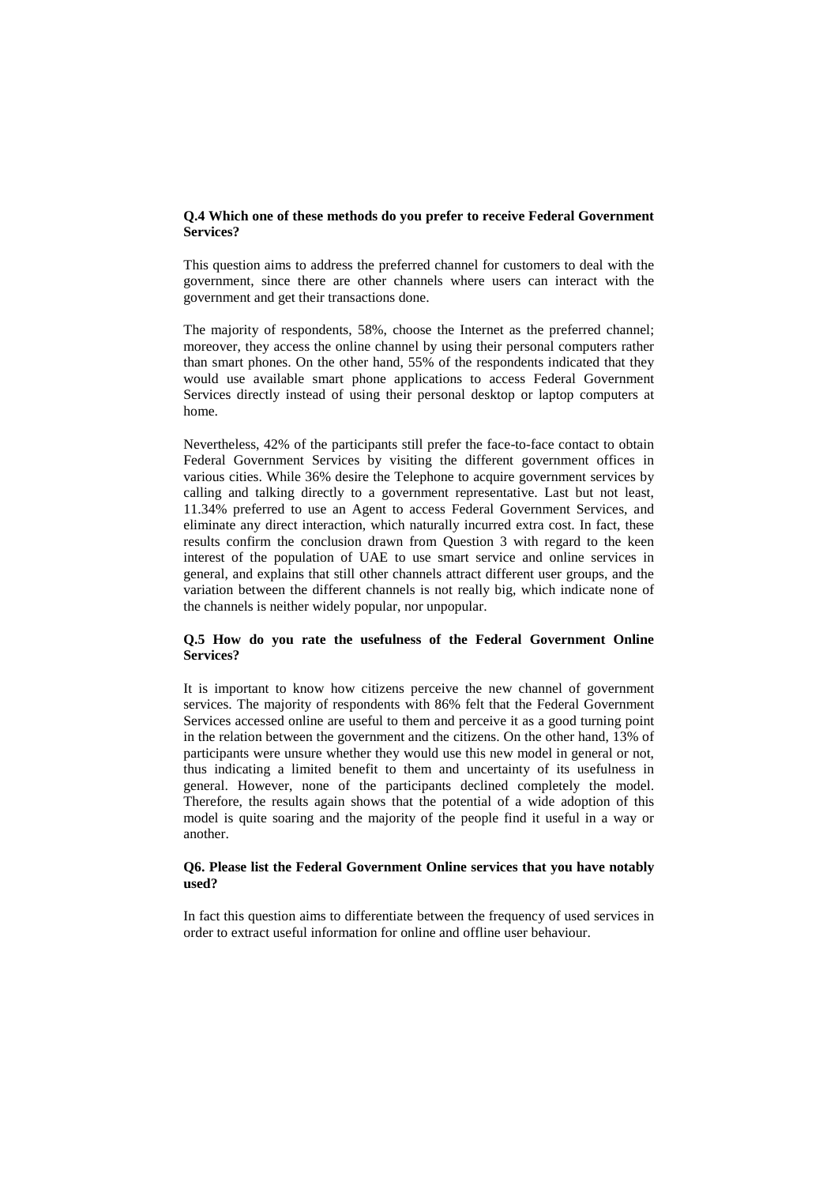**Q.4 Which one of these methods do you prefer to receive Federal Government Services?**

This question aims to address the preferred channel for customers to deal with the government, since there are other channels where users can interact with the government and get their transactions done.

The majority of respondents, 58%, choose the Internet as the preferred channel; moreover, they access the online channel by using their personal computers rather than smart phones. On the other hand, 55% of the respondents indicated that they would use available smart phone applications to access Federal Government Services directly instead of using their personal desktop or laptop computers at home.

Nevertheless, 42% of the participants still prefer the face-to-face contact to obtain Federal Government Services by visiting the different government offices in various cities. While 36% desire the Telephone to acquire government services by calling and talking directly to a government representative. Last but not least, 11.34% preferred to use an Agent to access Federal Government Services, and eliminate any direct interaction, which naturally incurred extra cost. In fact, these results confirm the conclusion drawn from Question 3 with regard to the keen interest of the population of UAE to use smart service and online services in general, and explains that still other channels attract different user groups, and the variation between the different channels is not really big, which indicate none of the channels is neither widely popular, nor unpopular.

**Q.5 How do you rate the usefulness of the Federal Government Online Services?**

It is important to know how citizens perceive the new channel of government services. The majority of respondents with 86% felt that the Federal Government Services accessed online are useful to them and perceive it as a good turning point in the relation between the government and the citizens. On the other hand, 13% of participants were unsure whether they would use this new model in general or not, thus indicating a limited benefit to them and uncertainty of its usefulness in general. However, none of the participants declined completely the model. Therefore, the results again shows that the potential of a wide adoption of this model is quite soaring and the majority of the people find it useful in a way or another.

**Q6. Please list the Federal Government Online services that you have notably used?**

In fact this question aims to differentiate between the frequency of used services in order to extract useful information for online and offline user behaviour.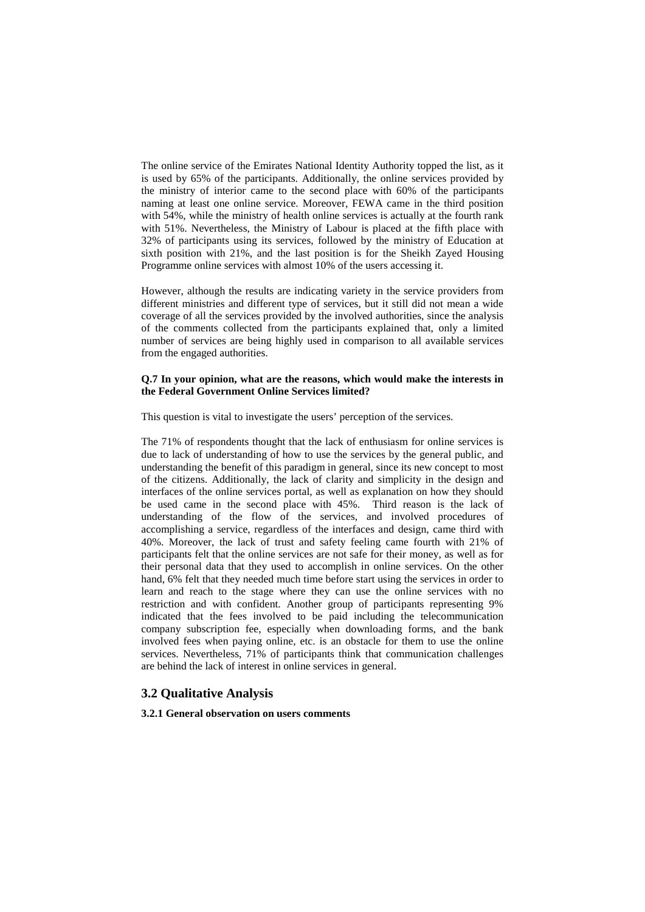The online service of the Emirates National Identity Authority topped the list, as it is used by 65% of the participants. Additionally, the online services provided by the ministry of interior came to the second place with 60% of the participants naming at least one online service. Moreover, FEWA came in the third position with 54%, while the ministry of health online services is actually at the fourth rank with 51%. Nevertheless, the Ministry of Labour is placed at the fifth place with 32% of participants using its services, followed by the ministry of Education at sixth position with 21%, and the last position is for the Sheikh Zayed Housing Programme online services with almost 10% of the users accessing it.

However, although the results are indicating variety in the service providers from different ministries and different type of services, but it still did not mean a wide coverage of all the services provided by the involved authorities, since the analysis of the comments collected from the participants explained that, only a limited number of services are being highly used in comparison to all available services from the engaged authorities.

**Q.7 In your opinion, what are the reasons, which would make the interests in the Federal Government Online Services limited?**

This question is vital to investigate the users' perception of the services.

The 71% of respondents thought that the lack of enthusiasm for online services is due to lack of understanding of how to use the services by the general public, and understanding the benefit of this paradigm in general, since its new concept to most of the citizens. Additionally, the lack of clarity and simplicity in the design and interfaces of the online services portal, as well as explanation on how they should be used came in the second place with 45%. Third reason is the lack of understanding of the flow of the services, and involved procedures of accomplishing a service, regardless of the interfaces and design, came third with 40%. Moreover, the lack of trust and safety feeling came fourth with 21% of participants felt that the online services are not safe for their money, as well as for their personal data that they used to accomplish in online services. On the other hand, 6% felt that they needed much time before start using the services in order to learn and reach to the stage where they can use the online services with no restriction and with confident. Another group of participants representing 9% indicated that the fees involved to be paid including the telecommunication company subscription fee, especially when downloading forms, and the bank involved fees when paying online, etc. is an obstacle for them to use the online services. Nevertheless, 71% of participants think that communication challenges are behind the lack of interest in online services in general.

## 3.2 Qualitative Analysis

**3.2.1 General observation on users comments**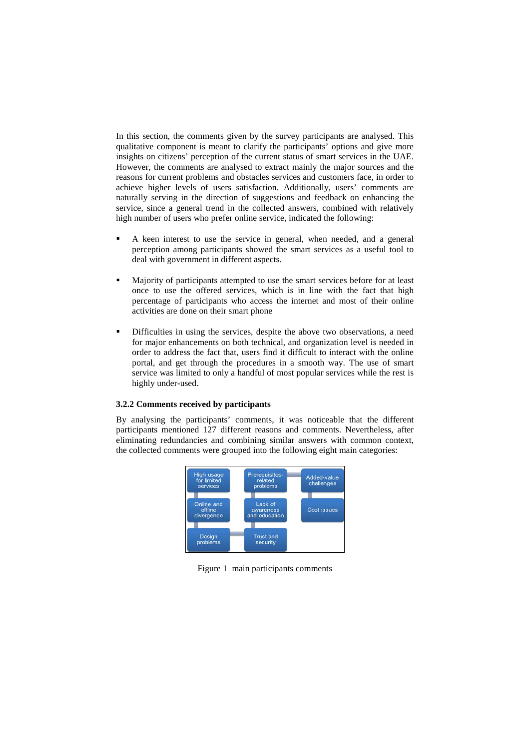In this section, the comments given by the survey participants are analysed. This qualitative component is meant to clarify the participants' options and give more insights on citizens' perception of the current status of smart services in the UAE. However, the comments are analysed to extract mainly the major sources and the reasons for current problems and obstacles services and customers face, in order to achieve higher levels of users satisfaction. Additionally, users' comments are naturally serving in the direction of suggestions and feedback on enhancing the service, since a general trend in the collected answers, combined with relatively high number of users who prefer online service, indicated the following:

- A keen interest to use the service in general, when needed, and a general perception among participants showed the smart services as a useful tool to deal with government in different aspects.

- Majority of participants attempted to use the smart services before for at least once to use the offered services, which is in line with the fact that high percentage of participants who access the internet and most of their online activities are done on their smart phone

- Difficulties in using the services, despite the above two observations, a need for major enhancements on both technical, and organization level is needed in order to address the fact that, users find it difficult to interact with the online portal, and get through the procedures in a smooth way. The use of smart service was limited to only a handful of most popular services while the rest is highly under-used.

### 3.2.2 Comments received by participants

By analysing the participants' comments, it was noticeable that the different participants mentioned 127 different reasons and comments. Nevertheless, after eliminating redundancies and combining similar answers with common context, the collected comments were grouped into the following eight main categories:

| | | |
|---|---|---|
| High usage for limited services | Prerequisites-related problems | Added-value challenges |
| Online and offline divergence | Lack of awareness and education | Cost issues |
| Design problems | Trust and security | |

Figure 1 main participants comments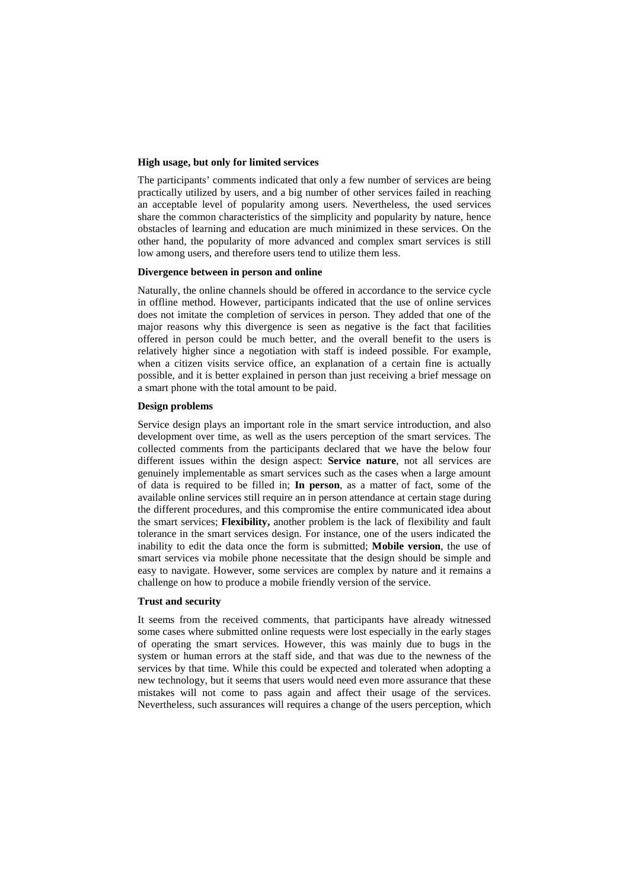**High usage, but only for limited services**

The participants' comments indicated that only a few number of services are being practically utilized by users, and a big number of other services failed in reaching an acceptable level of popularity among users. Nevertheless, the used services share the common characteristics of the simplicity and popularity by nature, hence obstacles of learning and education are much minimized in these services. On the other hand, the popularity of more advanced and complex smart services is still low among users, and therefore users tend to utilize them less.

**Divergence between in person and online**

Naturally, the online channels should be offered in accordance to the service cycle in offline method. However, participants indicated that the use of online services does not imitate the completion of services in person. They added that one of the major reasons why this divergence is seen as negative is the fact that facilities offered in person could be much better, and the overall benefit to the users is relatively higher since a negotiation with staff is indeed possible. For example, when a citizen visits service office, an explanation of a certain fine is actually possible, and it is better explained in person than just receiving a brief message on a smart phone with the total amount to be paid.

**Design problems**

Service design plays an important role in the smart service introduction, and also development over time, as well as the users perception of the smart services. The collected comments from the participants declared that we have the below four different issues within the design aspect: **Service nature**, not all services are genuinely implementable as smart services such as the cases when a large amount of data is required to be filled in; **In person**, as a matter of fact, some of the available online services still require an in person attendance at certain stage during the different procedures, and this compromise the entire communicated idea about the smart services; **Flexibility,** another problem is the lack of flexibility and fault tolerance in the smart services design. For instance, one of the users indicated the inability to edit the data once the form is submitted; **Mobile version**, the use of smart services via mobile phone necessitate that the design should be simple and easy to navigate. However, some services are complex by nature and it remains a challenge on how to produce a mobile friendly version of the service.

**Trust and security**

It seems from the received comments, that participants have already witnessed some cases where submitted online requests were lost especially in the early stages of operating the smart services. However, this was mainly due to bugs in the system or human errors at the staff side, and that was due to the newness of the services by that time. While this could be expected and tolerated when adopting a new technology, but it seems that users would need even more assurance that these mistakes will not come to pass again and affect their usage of the services. Nevertheless, such assurances will requires a change of the users perception, which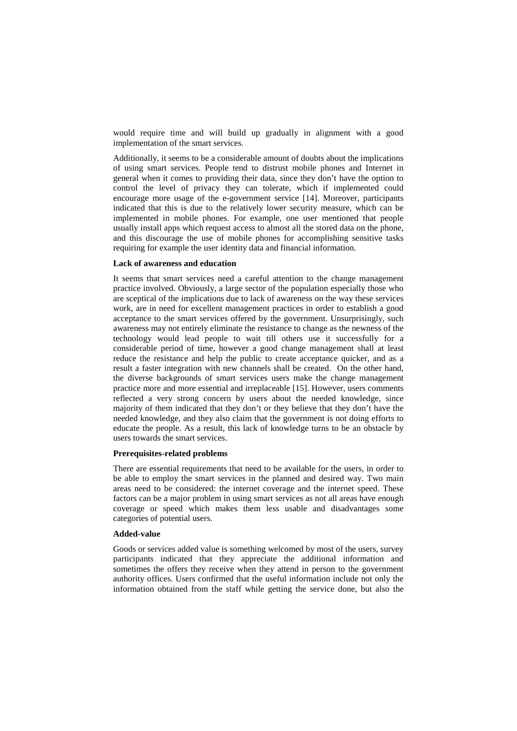would require time and will build up gradually in alignment with a good implementation of the smart services.

Additionally, it seems to be a considerable amount of doubts about the implications of using smart services. People tend to distrust mobile phones and Internet in general when it comes to providing their data, since they don't have the option to control the level of privacy they can tolerate, which if implemented could encourage more usage of the e-government service [14]. Moreover, participants indicated that this is due to the relatively lower security measure, which can be implemented in mobile phones. For example, one user mentioned that people usually install apps which request access to almost all the stored data on the phone, and this discourage the use of mobile phones for accomplishing sensitive tasks requiring for example the user identity data and financial information.

**Lack of awareness and education**

It seems that smart services need a careful attention to the change management practice involved. Obviously, a large sector of the population especially those who are sceptical of the implications due to lack of awareness on the way these services work, are in need for excellent management practices in order to establish a good acceptance to the smart services offered by the government. Unsurprisingly, such awareness may not entirely eliminate the resistance to change as the newness of the technology would lead people to wait till others use it successfully for a considerable period of time, however a good change management shall at least reduce the resistance and help the public to create acceptance quicker, and as a result a faster integration with new channels shall be created. On the other hand, the diverse backgrounds of smart services users make the change management practice more and more essential and irreplaceable [15]. However, users comments reflected a very strong concern by users about the needed knowledge, since majority of them indicated that they don't or they believe that they don't have the needed knowledge, and they also claim that the government is not doing efforts to educate the people. As a result, this lack of knowledge turns to be an obstacle by users towards the smart services.

**Prerequisites-related problems**

There are essential requirements that need to be available for the users, in order to be able to employ the smart services in the planned and desired way. Two main areas need to be considered: the internet coverage and the internet speed. These factors can be a major problem in using smart services as not all areas have enough coverage or speed which makes them less usable and disadvantages some categories of potential users.

**Added-value**

Goods or services added value is something welcomed by most of the users, survey participants indicated that they appreciate the additional information and sometimes the offers they receive when they attend in person to the government authority offices. Users confirmed that the useful information include not only the information obtained from the staff while getting the service done, but also the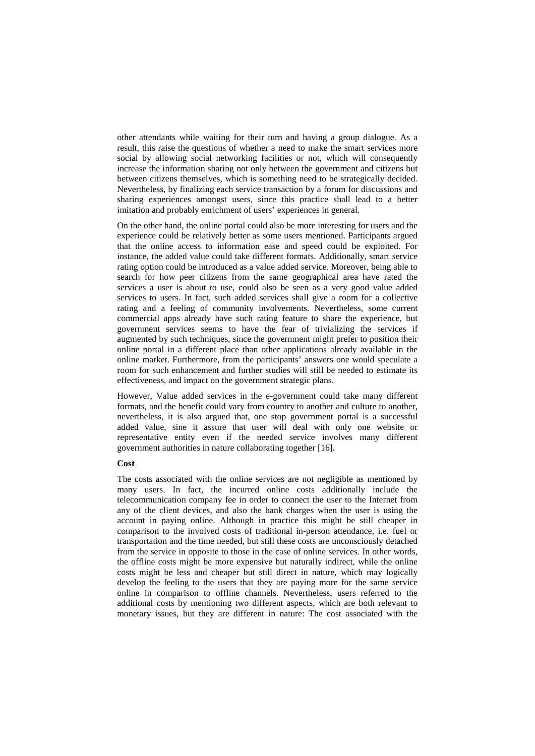other attendants while waiting for their turn and having a group dialogue. As a result, this raise the questions of whether a need to make the smart services more social by allowing social networking facilities or not, which will consequently increase the information sharing not only between the government and citizens but between citizens themselves, which is something need to be strategically decided. Nevertheless, by finalizing each service transaction by a forum for discussions and sharing experiences amongst users, since this practice shall lead to a better imitation and probably enrichment of users' experiences in general.

On the other hand, the online portal could also be more interesting for users and the experience could be relatively better as some users mentioned. Participants argued that the online access to information ease and speed could be exploited. For instance, the added value could take different formats. Additionally, smart service rating option could be introduced as a value added service. Moreover, being able to search for how peer citizens from the same geographical area have rated the services a user is about to use, could also be seen as a very good value added services to users. In fact, such added services shall give a room for a collective rating and a feeling of community involvements. Nevertheless, some current commercial apps already have such rating feature to share the experience, but government services seems to have the fear of trivializing the services if augmented by such techniques, since the government might prefer to position their online portal in a different place than other applications already available in the online market. Furthermore, from the participants' answers one would speculate a room for such enhancement and further studies will still be needed to estimate its effectiveness, and impact on the government strategic plans.

However, Value added services in the e-government could take many different formats, and the benefit could vary from country to another and culture to another, nevertheless, it is also argued that, one stop government portal is a successful added value, sine it assure that user will deal with only one website or representative entity even if the needed service involves many different government authorities in nature collaborating together [16].

**Cost**

The costs associated with the online services are not negligible as mentioned by many users. In fact, the incurred online costs additionally include the telecommunication company fee in order to connect the user to the Internet from any of the client devices, and also the bank charges when the user is using the account in paying online. Although in practice this might be still cheaper in comparison to the involved costs of traditional in-person attendance, i.e. fuel or transportation and the time needed, but still these costs are unconsciously detached from the service in opposite to those in the case of online services. In other words, the offline costs might be more expensive but naturally indirect, while the online costs might be less and cheaper but still direct in nature, which may logically develop the feeling to the users that they are paying more for the same service online in comparison to offline channels. Nevertheless, users referred to the additional costs by mentioning two different aspects, which are both relevant to monetary issues, but they are different in nature: The cost associated with the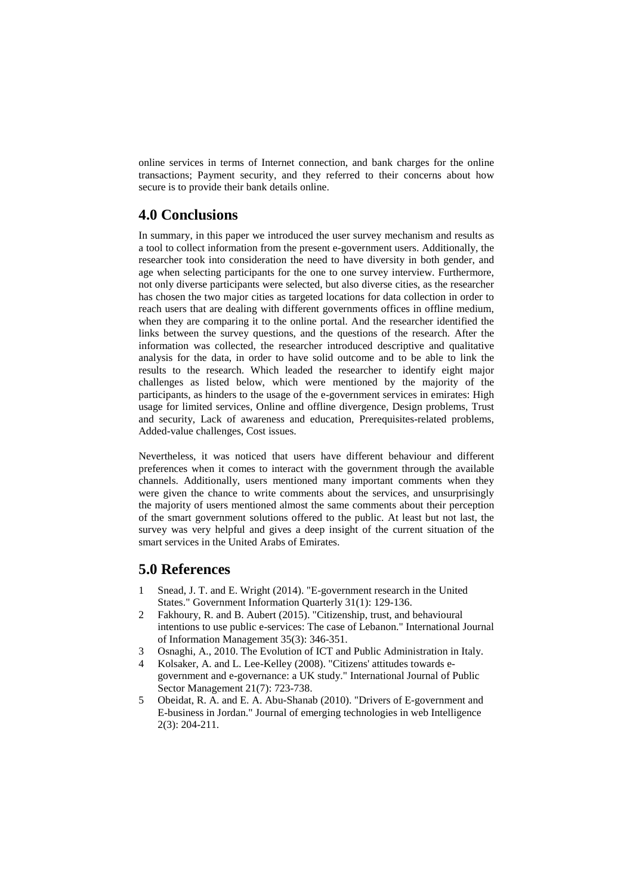online services in terms of Internet connection, and bank charges for the online transactions; Payment security, and they referred to their concerns about how secure is to provide their bank details online.

## 4.0 Conclusions

In summary, in this paper we introduced the user survey mechanism and results as a tool to collect information from the present e-government users. Additionally, the researcher took into consideration the need to have diversity in both gender, and age when selecting participants for the one to one survey interview. Furthermore, not only diverse participants were selected, but also diverse cities, as the researcher has chosen the two major cities as targeted locations for data collection in order to reach users that are dealing with different governments offices in offline medium, when they are comparing it to the online portal. And the researcher identified the links between the survey questions, and the questions of the research. After the information was collected, the researcher introduced descriptive and qualitative analysis for the data, in order to have solid outcome and to be able to link the results to the research. Which leaded the researcher to identify eight major challenges as listed below, which were mentioned by the majority of the participants, as hinders to the usage of the e-government services in emirates: High usage for limited services, Online and offline divergence, Design problems, Trust and security, Lack of awareness and education, Prerequisites-related problems, Added-value challenges, Cost issues.

Nevertheless, it was noticed that users have different behaviour and different preferences when it comes to interact with the government through the available channels. Additionally, users mentioned many important comments when they were given the chance to write comments about the services, and unsurprisingly the majority of users mentioned almost the same comments about their perception of the smart government solutions offered to the public. At least but not last, the survey was very helpful and gives a deep insight of the current situation of the smart services in the United Arabs of Emirates.

## 5.0 References

1. Snead, J. T. and E. Wright (2014). "E-government research in the United States." Government Information Quarterly 31(1): 129-136.
2. Fakhoury, R. and B. Aubert (2015). "Citizenship, trust, and behavioural intentions to use public e-services: The case of Lebanon." International Journal of Information Management 35(3): 346-351.
3. Osnaghi, A., 2010. The Evolution of ICT and Public Administration in Italy.
4. Kolsaker, A. and L. Lee-Kelley (2008). "Citizens' attitudes towards e-government and e-governance: a UK study." International Journal of Public Sector Management 21(7): 723-738.
5. Obeidat, R. A. and E. A. Abu-Shanab (2010). "Drivers of E-government and E-business in Jordan." Journal of emerging technologies in web Intelligence 2(3): 204-211.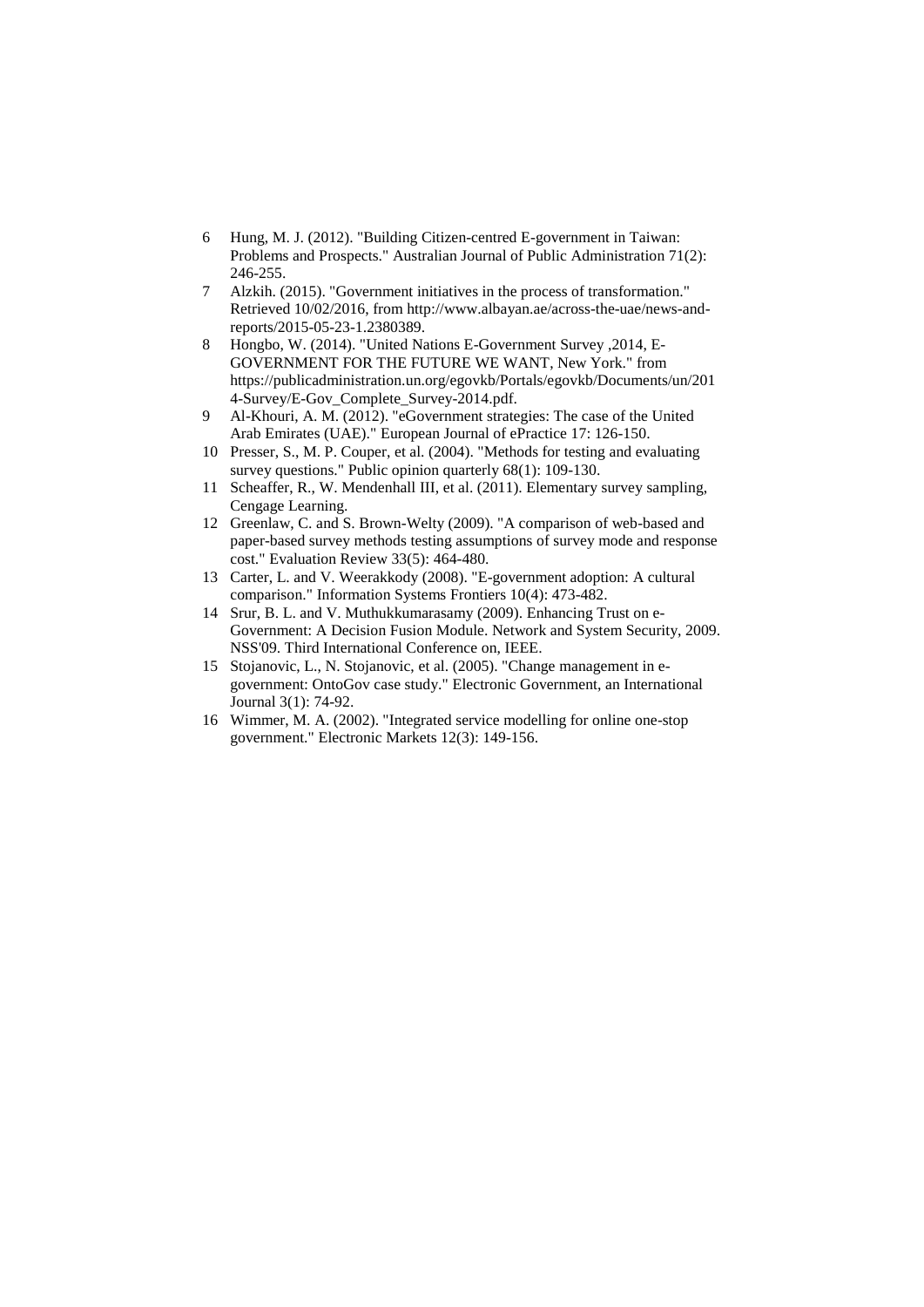6 Hung, M. J. (2012). "Building Citizen-centred E-government in Taiwan: Problems and Prospects." Australian Journal of Public Administration 71(2): 246-255.

7 Alzkih. (2015). "Government initiatives in the process of transformation." Retrieved 10/02/2016, from http://www.albayan.ae/across-the-uae/news-and-reports/2015-05-23-1.2380389.

8 Hongbo, W. (2014). "United Nations E-Government Survey ,2014, E-GOVERNMENT FOR THE FUTURE WE WANT, New York." from https://publicadministration.un.org/egovkb/Portals/egovkb/Documents/un/2014-Survey/E-Gov_Complete_Survey-2014.pdf.

9 Al-Khouri, A. M. (2012). "eGovernment strategies: The case of the United Arab Emirates (UAE)." European Journal of ePractice 17: 126-150.

10 Presser, S., M. P. Couper, et al. (2004). "Methods for testing and evaluating survey questions." Public opinion quarterly 68(1): 109-130.

11 Scheaffer, R., W. Mendenhall III, et al. (2011). Elementary survey sampling, Cengage Learning.

12 Greenlaw, C. and S. Brown-Welty (2009). "A comparison of web-based and paper-based survey methods testing assumptions of survey mode and response cost." Evaluation Review 33(5): 464-480.

13 Carter, L. and V. Weerakkody (2008). "E-government adoption: A cultural comparison." Information Systems Frontiers 10(4): 473-482.

14 Srur, B. L. and V. Muthukkumarasamy (2009). Enhancing Trust on e-Government: A Decision Fusion Module. Network and System Security, 2009. NSS'09. Third International Conference on, IEEE.

15 Stojanovic, L., N. Stojanovic, et al. (2005). "Change management in e-government: OntoGov case study." Electronic Government, an International Journal 3(1): 74-92.

16 Wimmer, M. A. (2002). "Integrated service modelling for online one-stop government." Electronic Markets 12(3): 149-156.